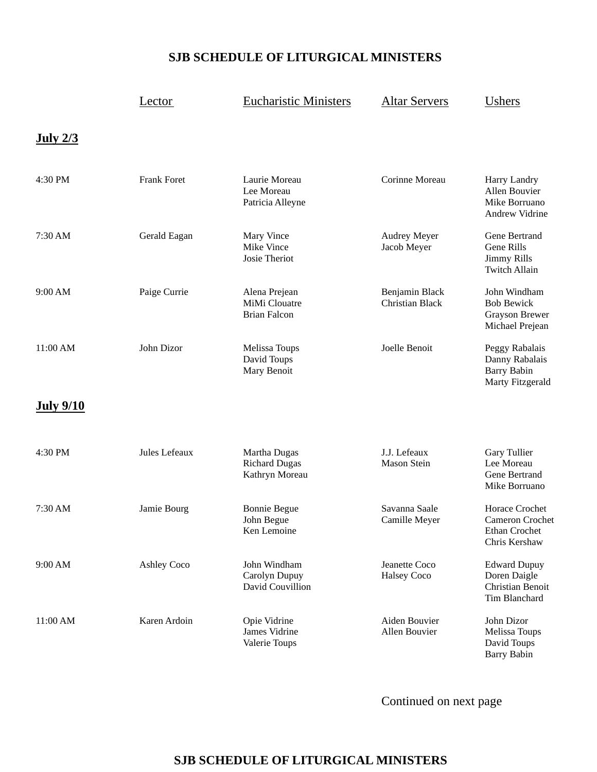# SJB SCHEDULE OF LITURGICAL MINISTERS

| | Lector | Eucharistic Ministers | Altar Servers | Ushers |
|---|---|---|---|---|
| **July 2/3** | | | | |
| 4:30 PM | Frank Foret | Laurie Moreau<br>Lee Moreau<br>Patricia Alleyne | Corinne Moreau | Harry Landry<br>Allen Bouvier<br>Mike Borruano<br>Andrew Vidrine |
| 7:30 AM | Gerald Eagan | Mary Vince<br>Mike Vince<br>Josie Theriot | Audrey Meyer<br>Jacob Meyer | Gene Bertrand<br>Gene Rills<br>Jimmy Rills<br>Twitch Allain |
| 9:00 AM | Paige Currie | Alena Prejean<br>MiMi Clouatre<br>Brian Falcon | Benjamin Black<br>Christian Black | John Windham<br>Bob Bewick<br>Grayson Brewer<br>Michael Prejean |
| 11:00 AM | John Dizor | Melissa Toups<br>David Toups<br>Mary Benoit | Joelle Benoit | Peggy Rabalais<br>Danny Rabalais<br>Barry Babin<br>Marty Fitzgerald |
| **July 9/10** | | | | |
| 4:30 PM | Jules Lefeaux | Martha Dugas<br>Richard Dugas<br>Kathryn Moreau | J.J. Lefeaux<br>Mason Stein | Gary Tullier<br>Lee Moreau<br>Gene Bertrand<br>Mike Borruano |
| 7:30 AM | Jamie Bourg | Bonnie Begue<br>John Begue<br>Ken Lemoine | Savanna Saale<br>Camille Meyer | Horace Crochet<br>Cameron Crochet<br>Ethan Crochet<br>Chris Kershaw |
| 9:00 AM | Ashley Coco | John Windham<br>Carolyn Dupuy<br>David Couvillion | Jeanette Coco<br>Halsey Coco | Edward Dupuy<br>Doren Daigle<br>Christian Benoit<br>Tim Blanchard |
| 11:00 AM | Karen Ardoin | Opie Vidrine<br>James Vidrine<br>Valerie Toups | Aiden Bouvier<br>Allen Bouvier | John Dizor<br>Melissa Toups<br>David Toups<br>Barry Babin |

Continued on next page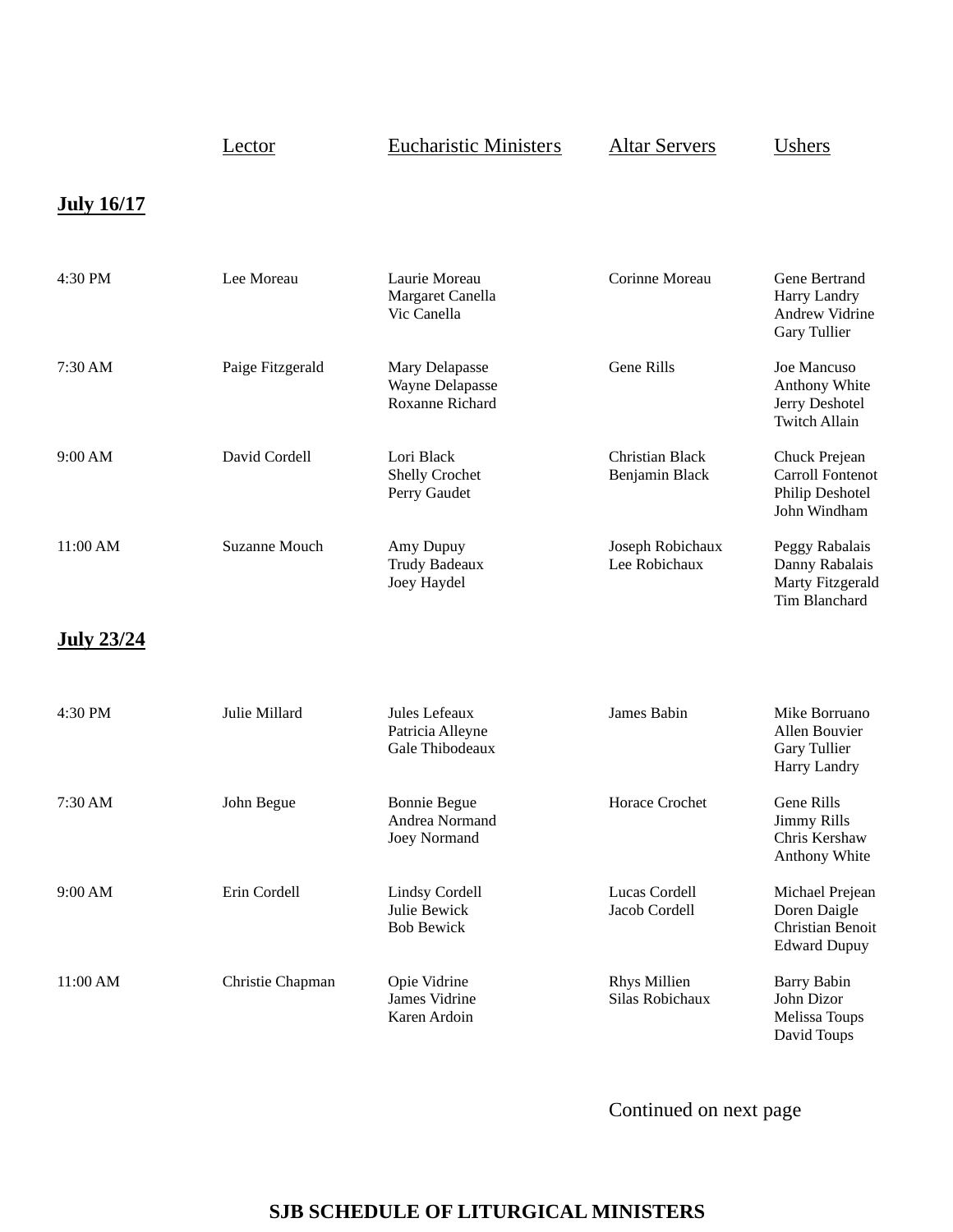| | Lector | Eucharistic Ministers | Altar Servers | Ushers |
|---|---|---|---|---|
| **July 16/17** | | | | |
| 4:30 PM | Lee Moreau | Laurie Moreau<br>Margaret Canella<br>Vic Canella | Corinne Moreau | Gene Bertrand<br>Harry Landry<br>Andrew Vidrine<br>Gary Tullier |
| 7:30 AM | Paige Fitzgerald | Mary Delapasse<br>Wayne Delapasse<br>Roxanne Richard | Gene Rills | Joe Mancuso<br>Anthony White<br>Jerry Deshotel<br>Twitch Allain |
| 9:00 AM | David Cordell | Lori Black<br>Shelly Crochet<br>Perry Gaudet | Christian Black<br>Benjamin Black | Chuck Prejean<br>Carroll Fontenot<br>Philip Deshotel<br>John Windham |
| 11:00 AM | Suzanne Mouch | Amy Dupuy<br>Trudy Badeaux<br>Joey Haydel | Joseph Robichaux<br>Lee Robichaux | Peggy Rabalais<br>Danny Rabalais<br>Marty Fitzgerald<br>Tim Blanchard |
| **July 23/24** | | | | |
| 4:30 PM | Julie Millard | Jules Lefeaux<br>Patricia Alleyne<br>Gale Thibodeaux | James Babin | Mike Borruano<br>Allen Bouvier<br>Gary Tullier<br>Harry Landry |
| 7:30 AM | John Begue | Bonnie Begue<br>Andrea Normand<br>Joey Normand | Horace Crochet | Gene Rills<br>Jimmy Rills<br>Chris Kershaw<br>Anthony White |
| 9:00 AM | Erin Cordell | Lindsy Cordell<br>Julie Bewick<br>Bob Bewick | Lucas Cordell<br>Jacob Cordell | Michael Prejean<br>Doren Daigle<br>Christian Benoit<br>Edward Dupuy |
| 11:00 AM | Christie Chapman | Opie Vidrine<br>James Vidrine<br>Karen Ardoin | Rhys Millien<br>Silas Robichaux | Barry Babin<br>John Dizor<br>Melissa Toups<br>David Toups |

Continued on next page

**SJB SCHEDULE OF LITURGICAL MINISTERS**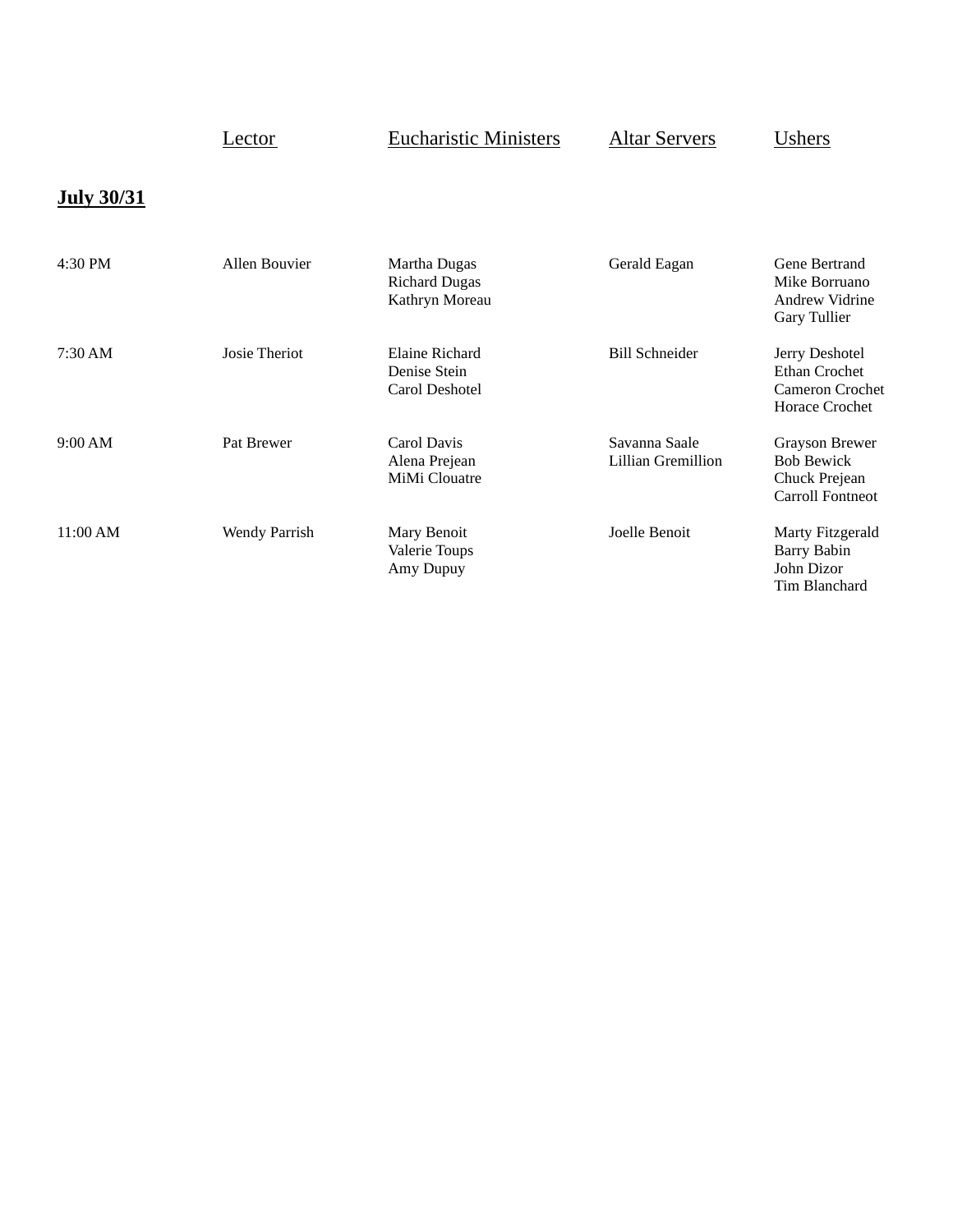| | Lector | Eucharistic Ministers | Altar Servers | Ushers |
|---|---|---|---|---|
| **July 30/31** | | | | |
| 4:30 PM | Allen Bouvier | Martha Dugas<br>Richard Dugas<br>Kathryn Moreau | Gerald Eagan | Gene Bertrand<br>Mike Borruano<br>Andrew Vidrine<br>Gary Tullier |
| 7:30 AM | Josie Theriot | Elaine Richard<br>Denise Stein<br>Carol Deshotel | Bill Schneider | Jerry Deshotel<br>Ethan Crochet<br>Cameron Crochet<br>Horace Crochet |
| 9:00 AM | Pat Brewer | Carol Davis<br>Alena Prejean<br>MiMi Clouatre | Savanna Saale<br>Lillian Gremillion | Grayson Brewer<br>Bob Bewick<br>Chuck Prejean<br>Carroll Fontneot |
| 11:00 AM | Wendy Parrish | Mary Benoit<br>Valerie Toups<br>Amy Dupuy | Joelle Benoit | Marty Fitzgerald<br>Barry Babin<br>John Dizor<br>Tim Blanchard |